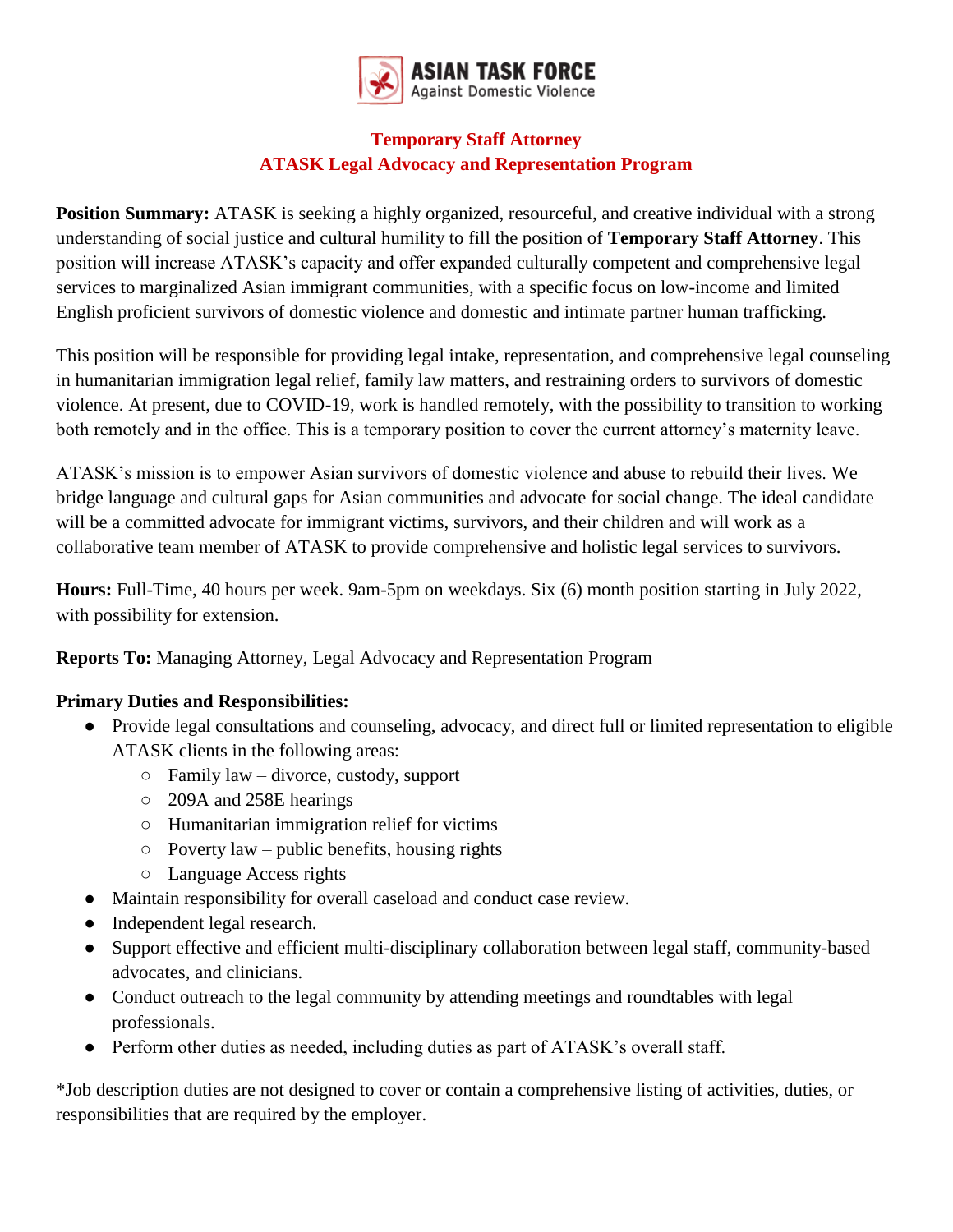ASIAN TASK FORCE
Against Domestic Violence

# Temporary Staff Attorney
## ATASK Legal Advocacy and Representation Program

**Position Summary:** ATASK is seeking a highly organized, resourceful, and creative individual with a strong understanding of social justice and cultural humility to fill the position of **Temporary Staff Attorney**. This position will increase ATASK's capacity and offer expanded culturally competent and comprehensive legal services to marginalized Asian immigrant communities, with a specific focus on low-income and limited English proficient survivors of domestic violence and domestic and intimate partner human trafficking.

This position will be responsible for providing legal intake, representation, and comprehensive legal counseling in humanitarian immigration legal relief, family law matters, and restraining orders to survivors of domestic violence. At present, due to COVID-19, work is handled remotely, with the possibility to transition to working both remotely and in the office. This is a temporary position to cover the current attorney's maternity leave.

ATASK's mission is to empower Asian survivors of domestic violence and abuse to rebuild their lives. We bridge language and cultural gaps for Asian communities and advocate for social change. The ideal candidate will be a committed advocate for immigrant victims, survivors, and their children and will work as a collaborative team member of ATASK to provide comprehensive and holistic legal services to survivors.

**Hours:** Full-Time, 40 hours per week. 9am-5pm on weekdays. Six (6) month position starting in July 2022, with possibility for extension.

**Reports To:** Managing Attorney, Legal Advocacy and Representation Program

**Primary Duties and Responsibilities:**

- Provide legal consultations and counseling, advocacy, and direct full or limited representation to eligible ATASK clients in the following areas:
  - Family law – divorce, custody, support
  - 209A and 258E hearings
  - Humanitarian immigration relief for victims
  - Poverty law – public benefits, housing rights
  - Language Access rights
- Maintain responsibility for overall caseload and conduct case review.
- Independent legal research.
- Support effective and efficient multi-disciplinary collaboration between legal staff, community-based advocates, and clinicians.
- Conduct outreach to the legal community by attending meetings and roundtables with legal professionals.
- Perform other duties as needed, including duties as part of ATASK's overall staff.

*Job description duties are not designed to cover or contain a comprehensive listing of activities, duties, or responsibilities that are required by the employer.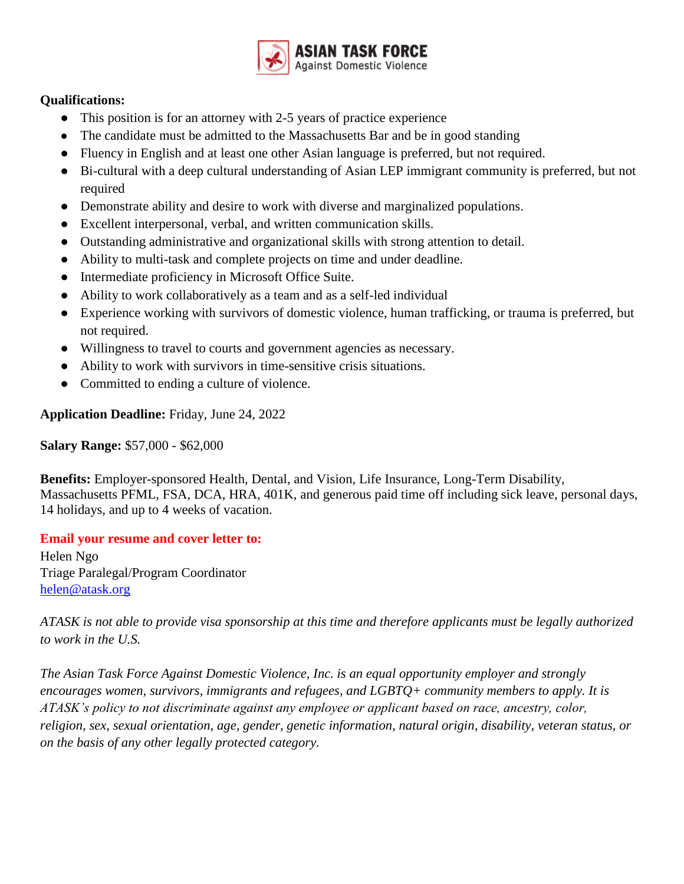**Qualifications:**

- This position is for an attorney with 2-5 years of practice experience
- The candidate must be admitted to the Massachusetts Bar and be in good standing
- Fluency in English and at least one other Asian language is preferred, but not required.
- Bi-cultural with a deep cultural understanding of Asian LEP immigrant community is preferred, but not required
- Demonstrate ability and desire to work with diverse and marginalized populations.
- Excellent interpersonal, verbal, and written communication skills.
- Outstanding administrative and organizational skills with strong attention to detail.
- Ability to multi-task and complete projects on time and under deadline.
- Intermediate proficiency in Microsoft Office Suite.
- Ability to work collaboratively as a team and as a self-led individual
- Experience working with survivors of domestic violence, human trafficking, or trauma is preferred, but not required.
- Willingness to travel to courts and government agencies as necessary.
- Ability to work with survivors in time-sensitive crisis situations.
- Committed to ending a culture of violence.

**Application Deadline:** Friday, June 24, 2022

**Salary Range:** $57,000 - $62,000

**Benefits:** Employer-sponsored Health, Dental, and Vision, Life Insurance, Long-Term Disability, Massachusetts PFML, FSA, DCA, HRA, 401K, and generous paid time off including sick leave, personal days, 14 holidays, and up to 4 weeks of vacation.

**Email your resume and cover letter to:**
Helen Ngo
Triage Paralegal/Program Coordinator
helen@atask.org

*ATASK is not able to provide visa sponsorship at this time and therefore applicants must be legally authorized to work in the U.S.*

*The Asian Task Force Against Domestic Violence, Inc. is an equal opportunity employer and strongly encourages women, survivors, immigrants and refugees, and LGBTQ+ community members to apply. It is ATASK's policy to not discriminate against any employee or applicant based on race, ancestry, color, religion, sex, sexual orientation, age, gender, genetic information, natural origin, disability, veteran status, or on the basis of any other legally protected category.*